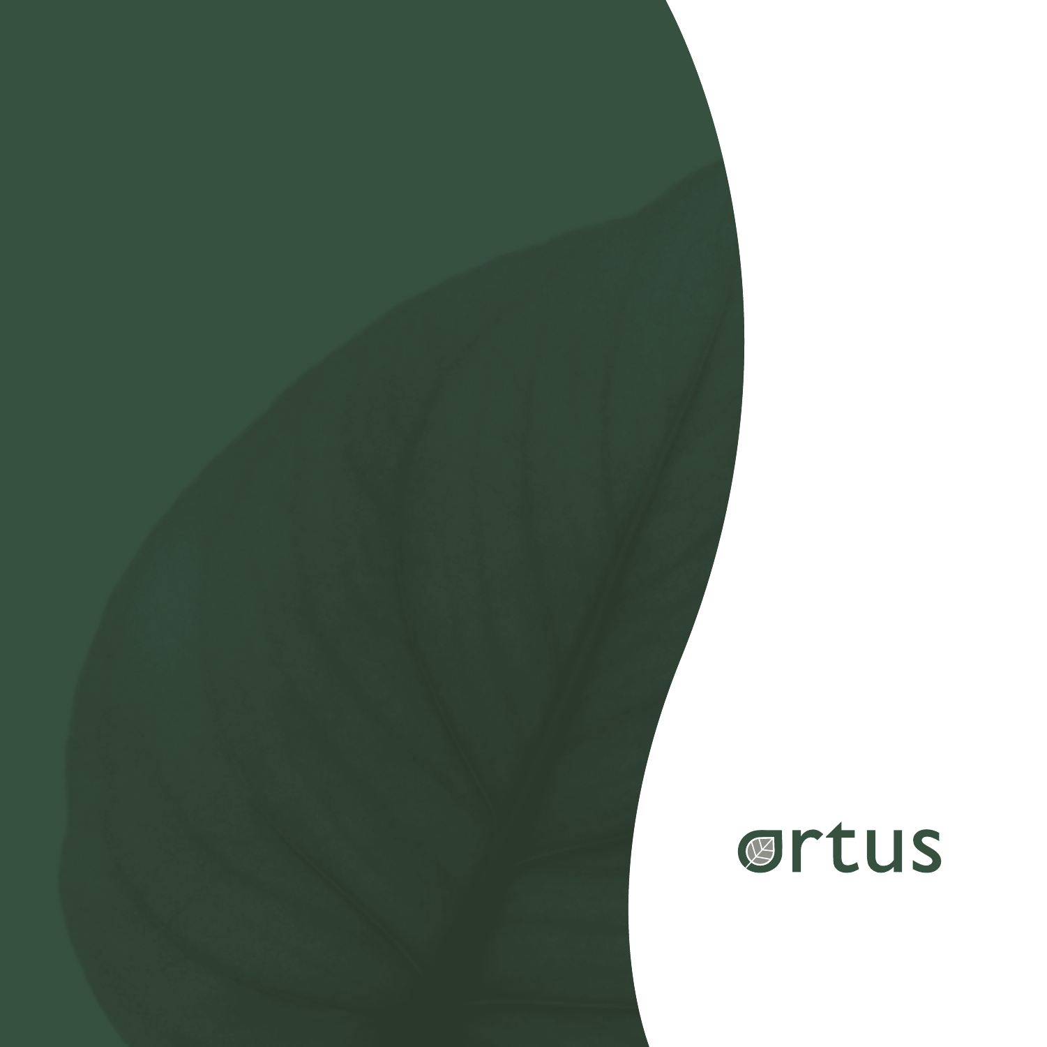ortus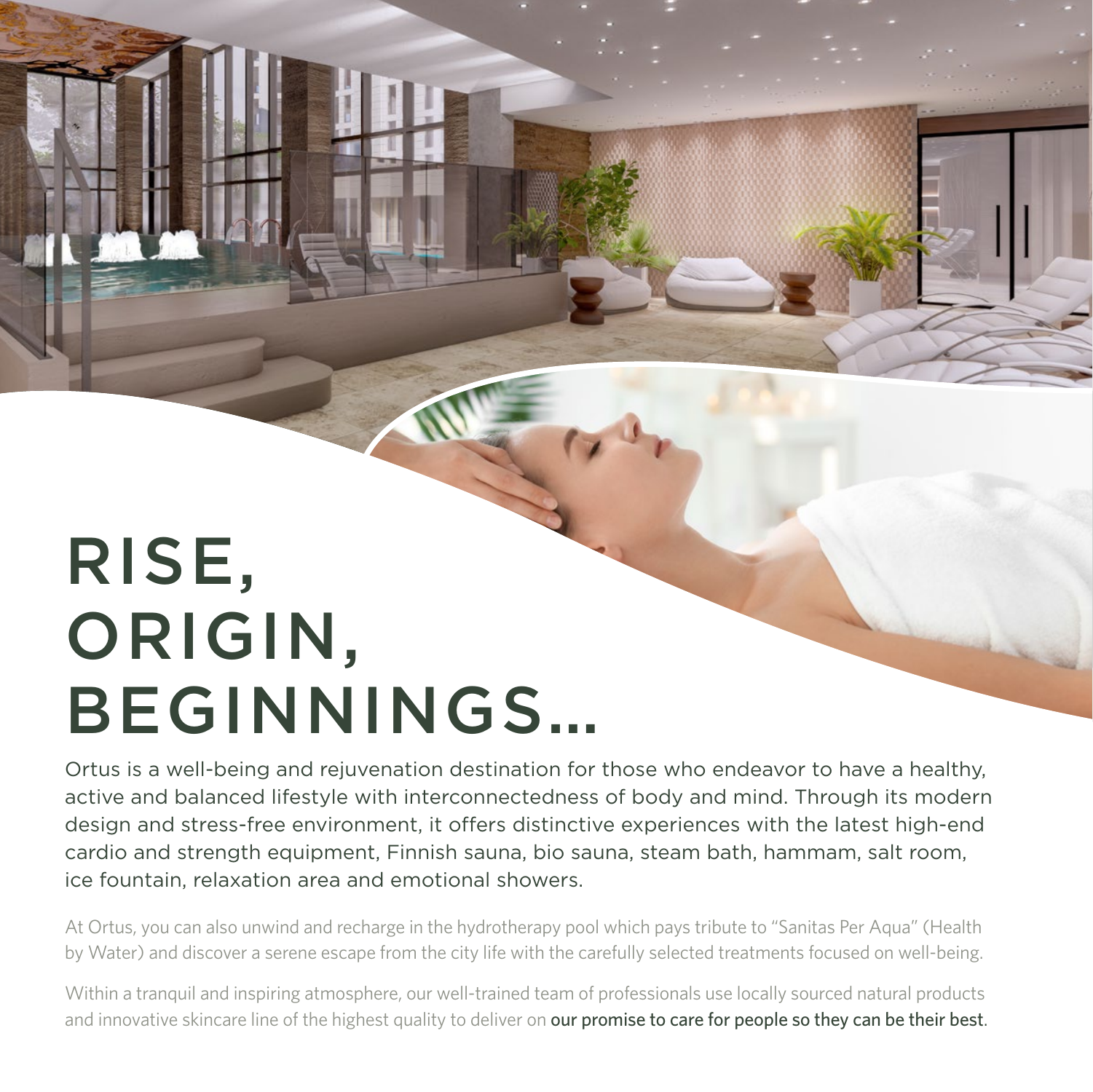# RISE, ORIGIN, BEGINNINGS...

Ortus is a well-being and rejuvenation destination for those who endeavor to have a healthy, active and balanced lifestyle with interconnectedness of body and mind. Through its modern design and stress-free environment, it offers distinctive experiences with the latest high-end cardio and strength equipment, Finnish sauna, bio sauna, steam bath, hammam, salt room, ice fountain, relaxation area and emotional showers.

At Ortus, you can also unwind and recharge in the hydrotherapy pool which pays tribute to "Sanitas Per Aqua" (Health by Water) and discover a serene escape from the city life with the carefully selected treatments focused on well-being.

Within a tranquil and inspiring atmosphere, our well-trained team of professionals use locally sourced natural products and innovative skincare line of the highest quality to deliver on **our promise to care for people so they can be their best**.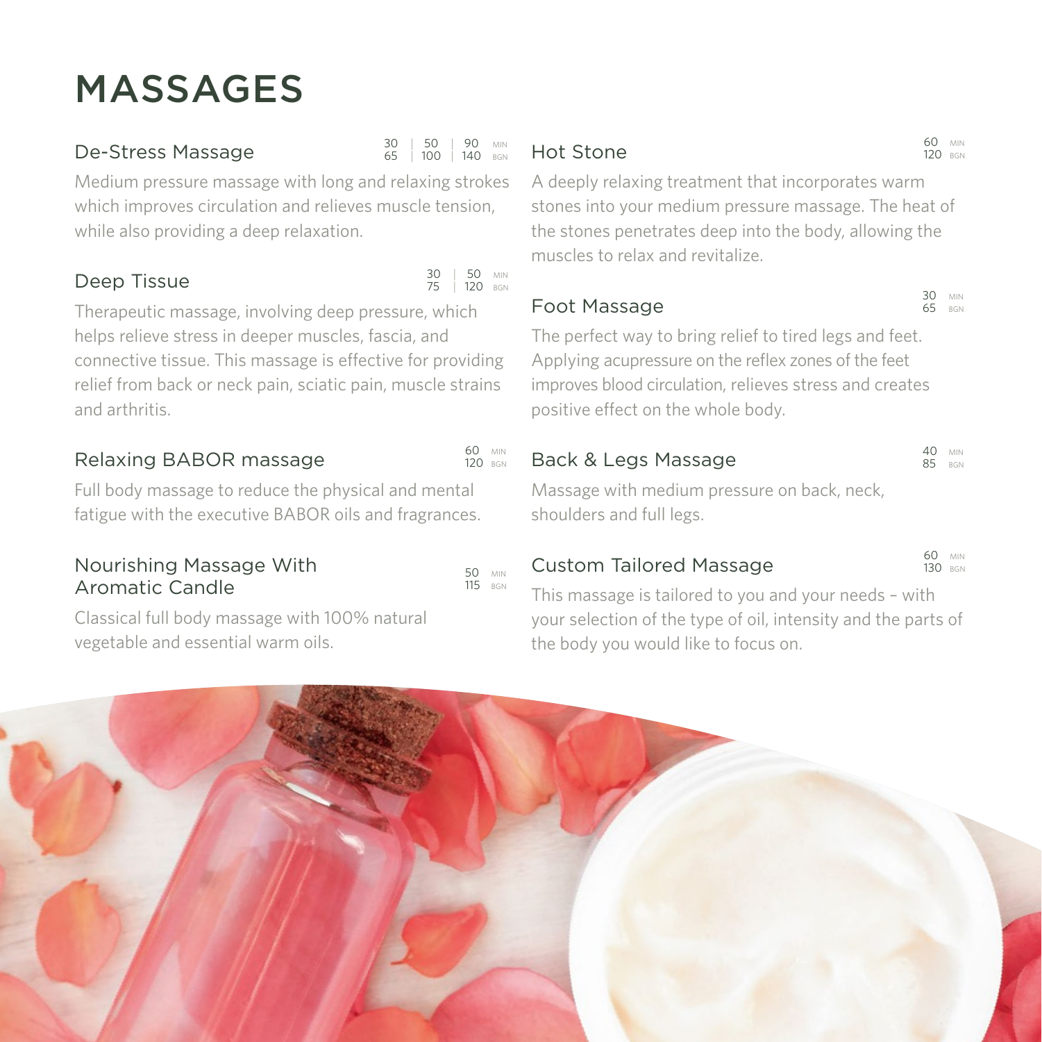# MASSAGES

## De-Stress Massage

30 | 50 | 90 MIN
65 | 100 | 140 BGN

Medium pressure massage with long and relaxing strokes which improves circulation and relieves muscle tension, while also providing a deep relaxation.

## Deep Tissue

30 | 50 MIN
75 | 120 BGN

Therapeutic massage, involving deep pressure, which helps relieve stress in deeper muscles, fascia, and connective tissue. This massage is effective for providing relief from back or neck pain, sciatic pain, muscle strains and arthritis.

## Relaxing BABOR massage

60 MIN
120 BGN

Full body massage to reduce the physical and mental fatigue with the executive BABOR oils and fragrances.

## Nourishing Massage With Aromatic Candle

50 MIN
115 BGN

Classical full body massage with 100% natural vegetable and essential warm oils.

## Hot Stone

60 MIN
120 BGN

A deeply relaxing treatment that incorporates warm stones into your medium pressure massage. The heat of the stones penetrates deep into the body, allowing the muscles to relax and revitalize.

## Foot Massage

30 MIN
65 BGN

The perfect way to bring relief to tired legs and feet. Applying acupressure on the reflex zones of the feet improves blood circulation, relieves stress and creates positive effect on the whole body.

## Back & Legs Massage

40 MIN
85 BGN

Massage with medium pressure on back, neck, shoulders and full legs.

## Custom Tailored Massage

60 MIN
130 BGN

This massage is tailored to you and your needs – with your selection of the type of oil, intensity and the parts of the body you would like to focus on.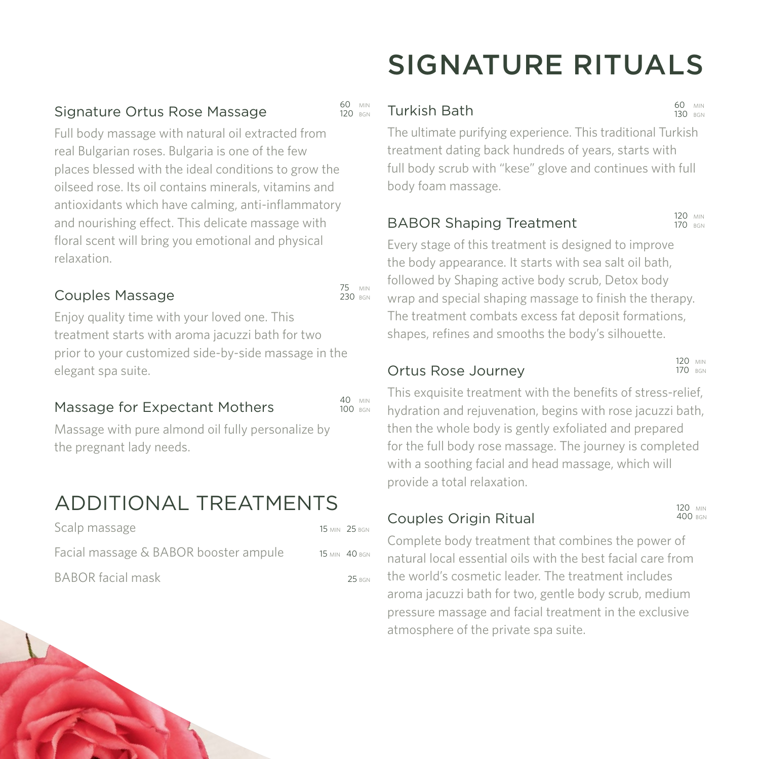# SIGNATURE RITUALS

### Signature Ortus Rose Massage

60 MIN
120 BGN

Full body massage with natural oil extracted from real Bulgarian roses. Bulgaria is one of the few places blessed with the ideal conditions to grow the oilseed rose. Its oil contains minerals, vitamins and antioxidants which have calming, anti-inflammatory and nourishing effect. This delicate massage with floral scent will bring you emotional and physical relaxation.

### Couples Massage

75 MIN
230 BGN

Enjoy quality time with your loved one. This treatment starts with aroma jacuzzi bath for two prior to your customized side-by-side massage in the elegant spa suite.

### Massage for Expectant Mothers

40 MIN
100 BGN

Massage with pure almond oil fully personalize by the pregnant lady needs.

## ADDITIONAL TREATMENTS

| Treatment | Duration | Price |
| --- | --- | --- |
| Scalp massage | 15 MIN | 25 BGN |
| Facial massage & BABOR booster ampule | 15 MIN | 40 BGN |
| BABOR facial mask | | 25 BGN |

### Turkish Bath

60 MIN
130 BGN

The ultimate purifying experience. This traditional Turkish treatment dating back hundreds of years, starts with full body scrub with "kese" glove and continues with full body foam massage.

### BABOR Shaping Treatment

120 MIN
170 BGN

Every stage of this treatment is designed to improve the body appearance. It starts with sea salt oil bath, followed by Shaping active body scrub, Detox body wrap and special shaping massage to finish the therapy. The treatment combats excess fat deposit formations, shapes, refines and smooths the body's silhouette.

### Ortus Rose Journey

120 MIN
170 BGN

This exquisite treatment with the benefits of stress-relief, hydration and rejuvenation, begins with rose jacuzzi bath, then the whole body is gently exfoliated and prepared for the full body rose massage. The journey is completed with a soothing facial and head massage, which will provide a total relaxation.

### Couples Origin Ritual

120 MIN
400 BGN

Complete body treatment that combines the power of natural local essential oils with the best facial care from the world's cosmetic leader. The treatment includes aroma jacuzzi bath for two, gentle body scrub, medium pressure massage and facial treatment in the exclusive atmosphere of the private spa suite.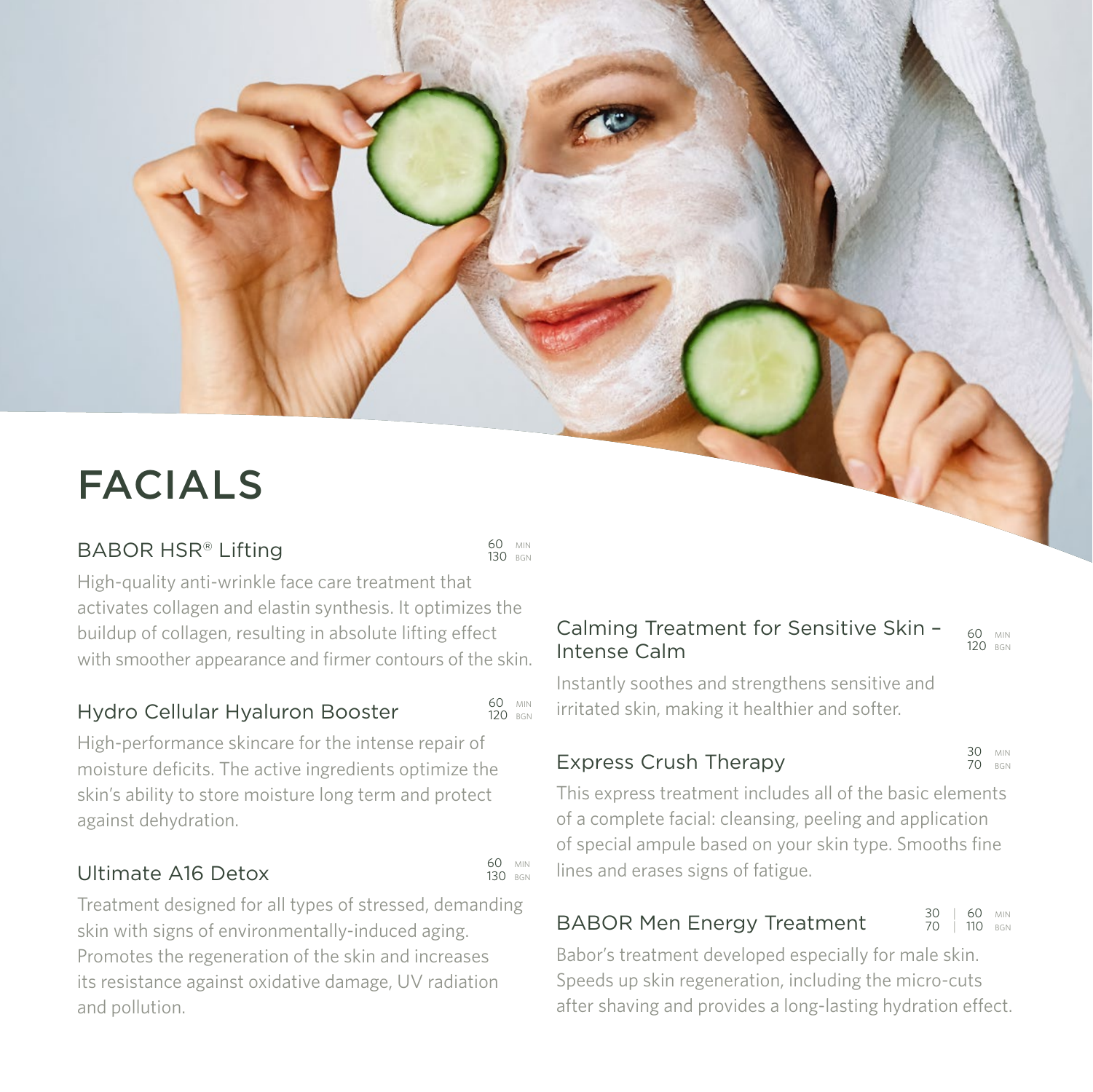# FACIALS

## BABOR HSR® Lifting

60 MIN
130 BGN

High-quality anti-wrinkle face care treatment that activates collagen and elastin synthesis. It optimizes the buildup of collagen, resulting in absolute lifting effect with smoother appearance and firmer contours of the skin.

## Hydro Cellular Hyaluron Booster

60 MIN
120 BGN

High-performance skincare for the intense repair of moisture deficits. The active ingredients optimize the skin's ability to store moisture long term and protect against dehydration.

## Ultimate A16 Detox

60 MIN
130 BGN

Treatment designed for all types of stressed, demanding skin with signs of environmentally-induced aging. Promotes the regeneration of the skin and increases its resistance against oxidative damage, UV radiation and pollution.

## Calming Treatment for Sensitive Skin – Intense Calm

60 MIN
120 BGN

Instantly soothes and strengthens sensitive and irritated skin, making it healthier and softer.

## Express Crush Therapy

30 MIN
70 BGN

This express treatment includes all of the basic elements of a complete facial: cleansing, peeling and application of special ampule based on your skin type. Smooths fine lines and erases signs of fatigue.

## BABOR Men Energy Treatment

30 | 60 MIN
70 | 110 BGN

Babor's treatment developed especially for male skin. Speeds up skin regeneration, including the micro-cuts after shaving and provides a long-lasting hydration effect.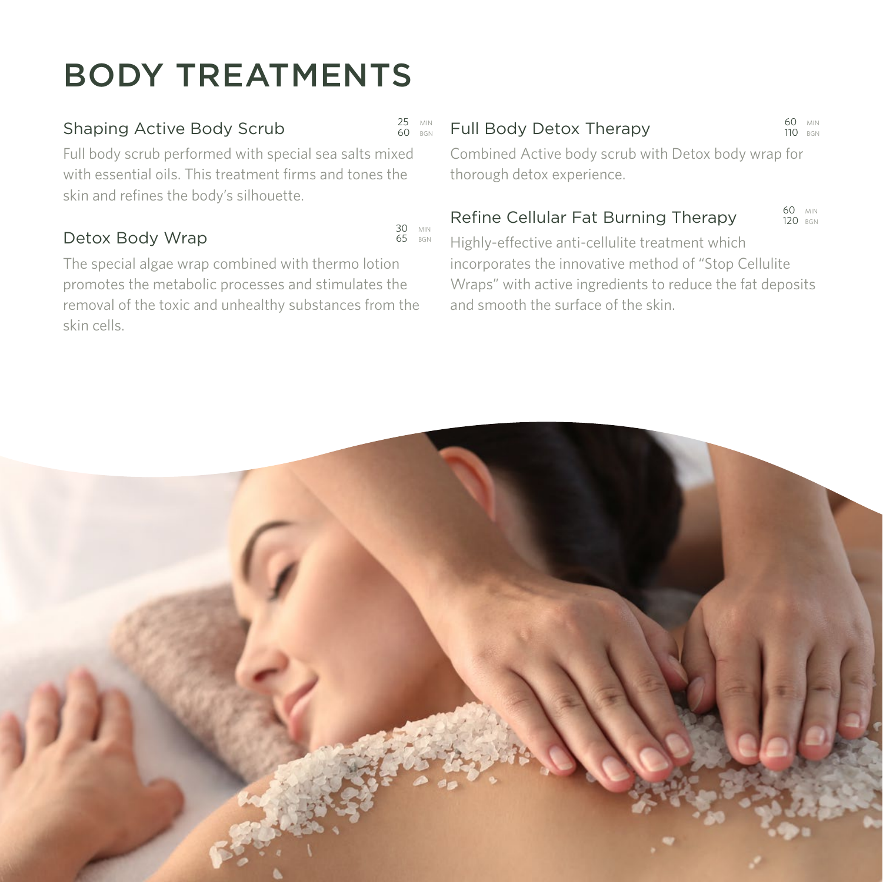# BODY TREATMENTS

### Shaping Active Body Scrub

25 MIN
60 BGN

Full body scrub performed with special sea salts mixed with essential oils. This treatment firms and tones the skin and refines the body's silhouette.

### Detox Body Wrap

30 MIN
65 BGN

The special algae wrap combined with thermo lotion promotes the metabolic processes and stimulates the removal of the toxic and unhealthy substances from the skin cells.

### Full Body Detox Therapy

60 MIN
110 BGN

Combined Active body scrub with Detox body wrap for thorough detox experience.

### Refine Cellular Fat Burning Therapy

60 MIN
120 BGN

Highly-effective anti-cellulite treatment which incorporates the innovative method of "Stop Cellulite Wraps" with active ingredients to reduce the fat deposits and smooth the surface of the skin.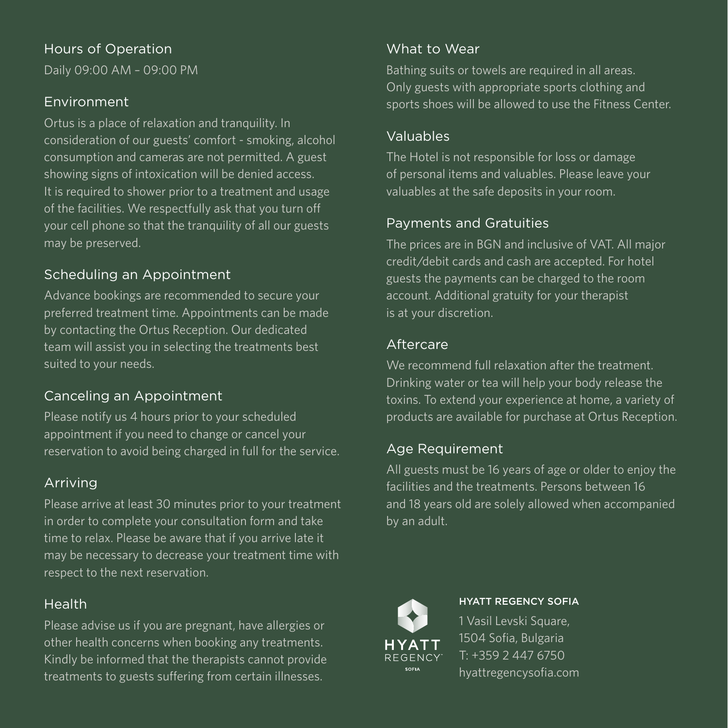## Hours of Operation

Daily 09:00 AM – 09:00 PM

## Environment

Ortus is a place of relaxation and tranquility. In consideration of our guests' comfort - smoking, alcohol consumption and cameras are not permitted. A guest showing signs of intoxication will be denied access. It is required to shower prior to a treatment and usage of the facilities. We respectfully ask that you turn off your cell phone so that the tranquility of all our guests may be preserved.

## Scheduling an Appointment

Advance bookings are recommended to secure your preferred treatment time. Appointments can be made by contacting the Ortus Reception. Our dedicated team will assist you in selecting the treatments best suited to your needs.

## Canceling an Appointment

Please notify us 4 hours prior to your scheduled appointment if you need to change or cancel your reservation to avoid being charged in full for the service.

## Arriving

Please arrive at least 30 minutes prior to your treatment in order to complete your consultation form and take time to relax. Please be aware that if you arrive late it may be necessary to decrease your treatment time with respect to the next reservation.

## Health

Please advise us if you are pregnant, have allergies or other health concerns when booking any treatments. Kindly be informed that the therapists cannot provide treatments to guests suffering from certain illnesses.

## What to Wear

Bathing suits or towels are required in all areas. Only guests with appropriate sports clothing and sports shoes will be allowed to use the Fitness Center.

## Valuables

The Hotel is not responsible for loss or damage of personal items and valuables. Please leave your valuables at the safe deposits in your room.

## Payments and Gratuities

The prices are in BGN and inclusive of VAT. All major credit/debit cards and cash are accepted. For hotel guests the payments can be charged to the room account. Additional gratuity for your therapist is at your discretion.

## Aftercare

We recommend full relaxation after the treatment. Drinking water or tea will help your body release the toxins. To extend your experience at home, a variety of products are available for purchase at Ortus Reception.

## Age Requirement

All guests must be 16 years of age or older to enjoy the facilities and the treatments. Persons between 16 and 18 years old are solely allowed when accompanied by an adult.

HYATT REGENCY SOFIA

HYATT REGENCY SOFIA

1 Vasil Levski Square,
1504 Sofia, Bulgaria
T: +359 2 447 6750
hyattregencysofia.com